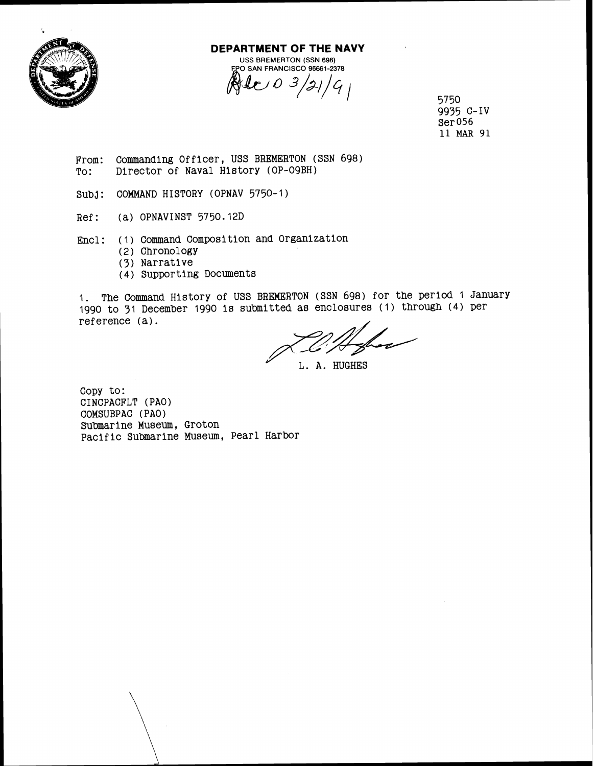**DEPARTMENT OF THE NAVY**

USS BREMERTON (SSN 698)
FPO SAN FRANCISCO 96661-2378

Rec'd 3/21/91

5750
9935 C-IV
Ser 056
11 MAR 91

From: Commanding Officer, USS BREMERTON (SSN 698)
To: Director of Naval History (OP-09BH)

Subj: COMMAND HISTORY (OPNAV 5750-1)

Ref: (a) OPNAVINST 5750.12D

Encl: (1) Command Composition and Organization
(2) Chronology
(3) Narrative
(4) Supporting Documents

1. The Command History of USS BREMERTON (SSN 698) for the period 1 January 1990 to 31 December 1990 is submitted as enclosures (1) through (4) per reference (a).

L. A. HUGHES

Copy to:
CINCPACFLT (PAO)
COMSUBPAC (PAO)
Submarine Museum, Groton
Pacific Submarine Museum, Pearl Harbor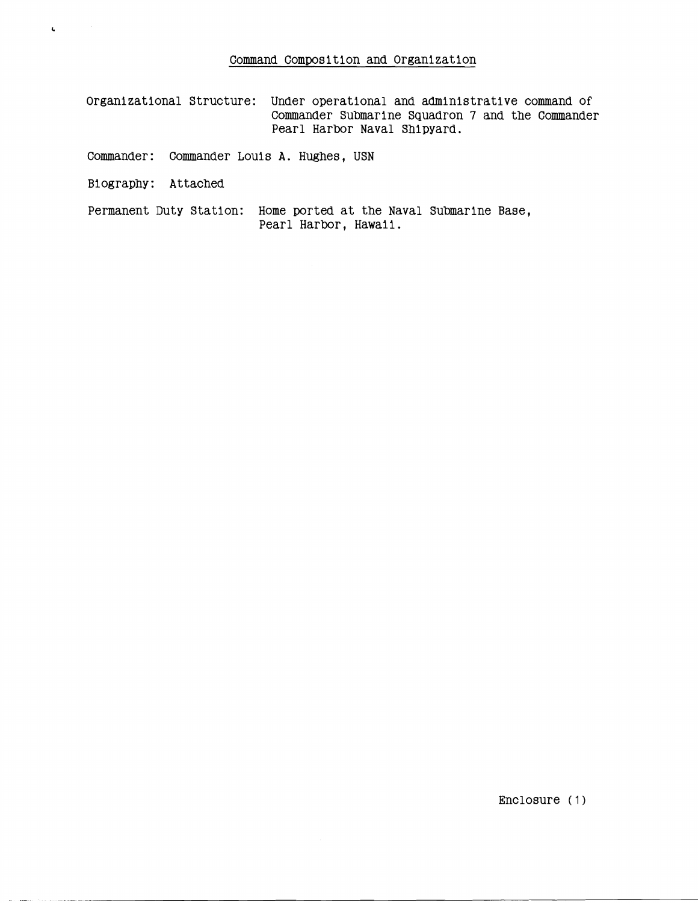## Command Composition and Organization

Organizational Structure: Under operational and administrative command of Commander Submarine Squadron 7 and the Commander Pearl Harbor Naval Shipyard.

Commander: Commander Louis A. Hughes, USN

Biography: Attached

Permanent Duty Station: Home ported at the Naval Submarine Base, Pearl Harbor, Hawaii.

Enclosure (1)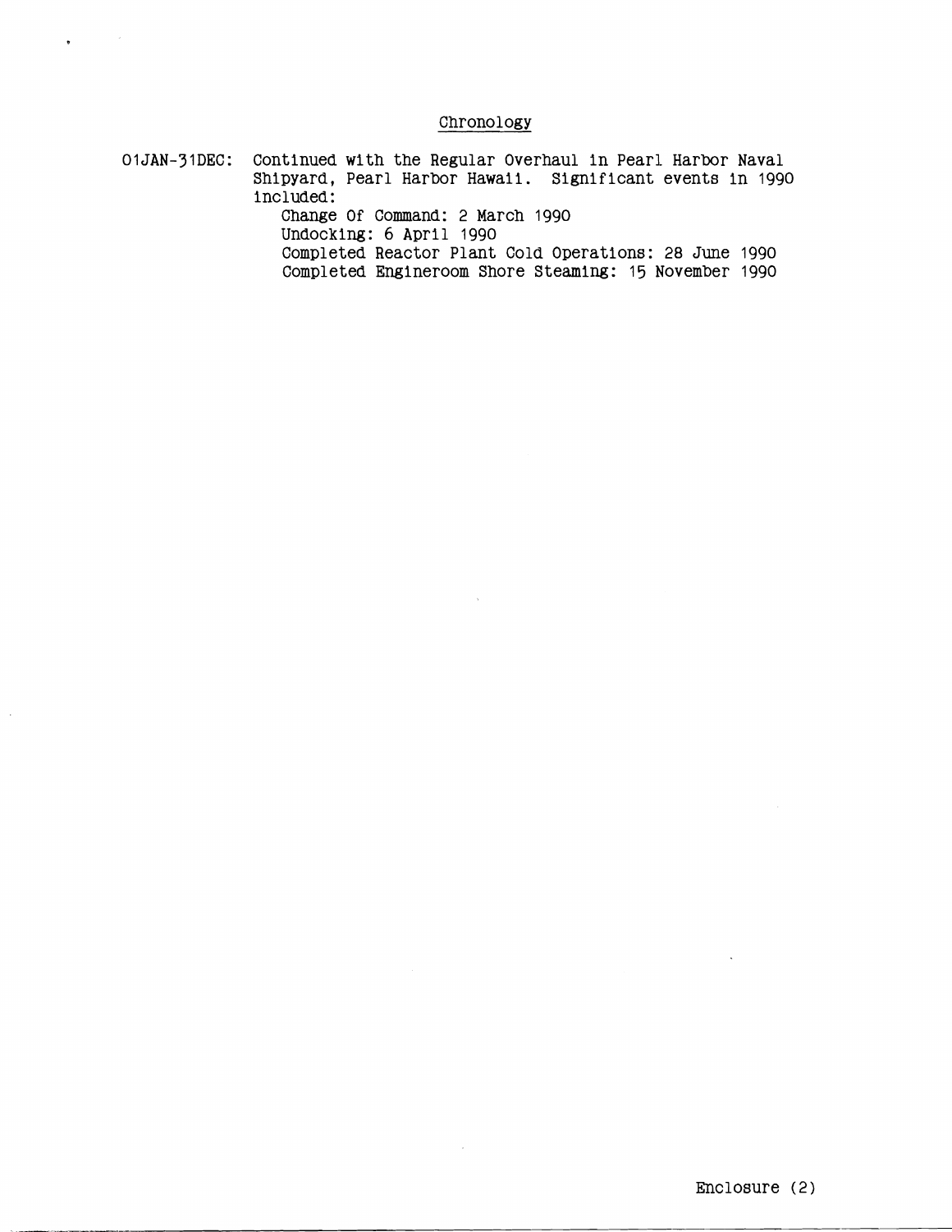## Chronology

01JAN-31DEC: Continued with the Regular Overhaul in Pearl Harbor Naval Shipyard, Pearl Harbor Hawaii. Significant events in 1990 included:

- Change Of Command: 2 March 1990
- Undocking: 6 April 1990
- Completed Reactor Plant Cold Operations: 28 June 1990
- Completed Engineroom Shore Steaming: 15 November 1990

Enclosure (2)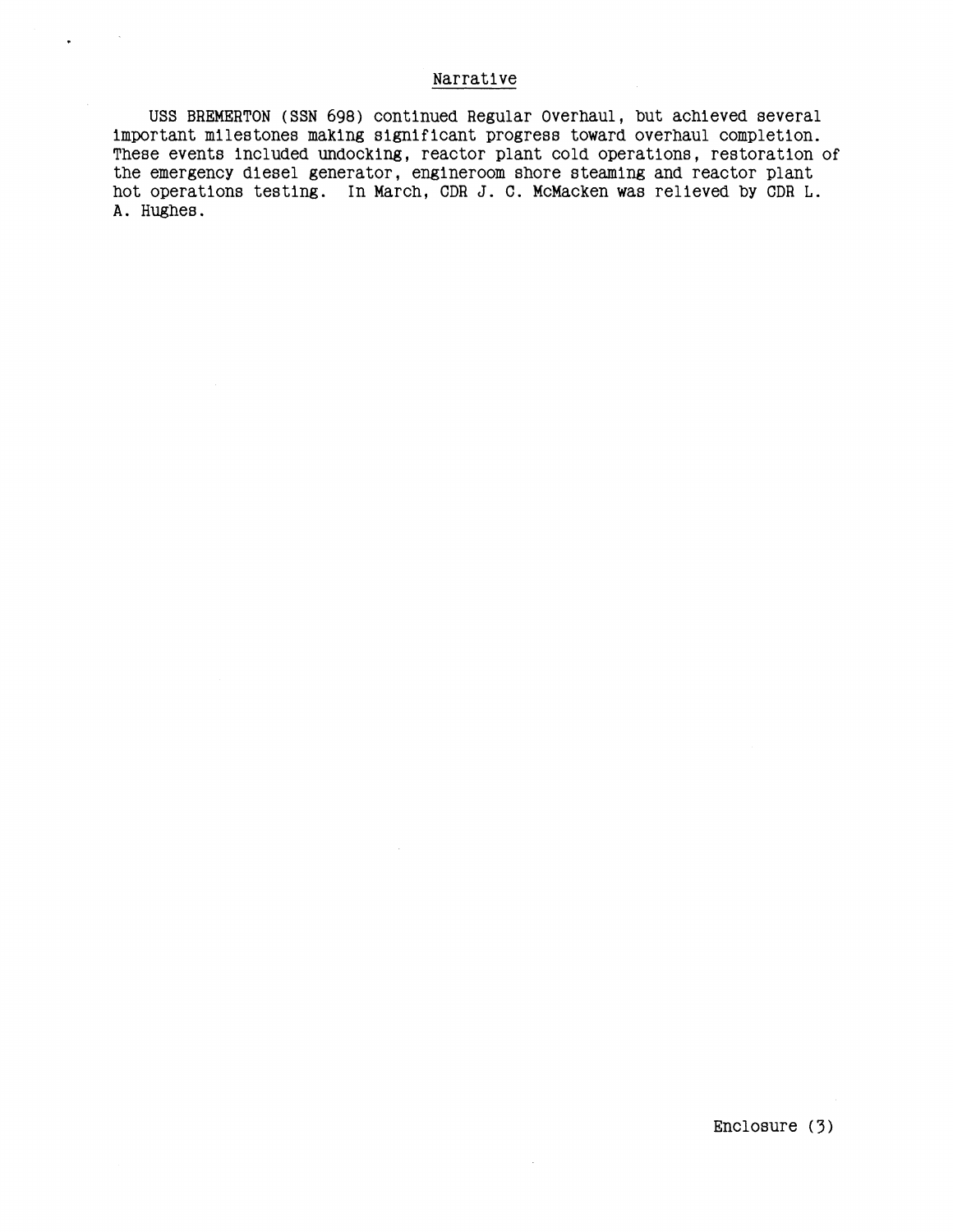## Narrative

USS BREMERTON (SSN 698) continued Regular Overhaul, but achieved several important milestones making significant progress toward overhaul completion. These events included undocking, reactor plant cold operations, restoration of the emergency diesel generator, engineroom shore steaming and reactor plant hot operations testing. In March, CDR J. C. McMacken was relieved by CDR L. A. Hughes.

Enclosure (3)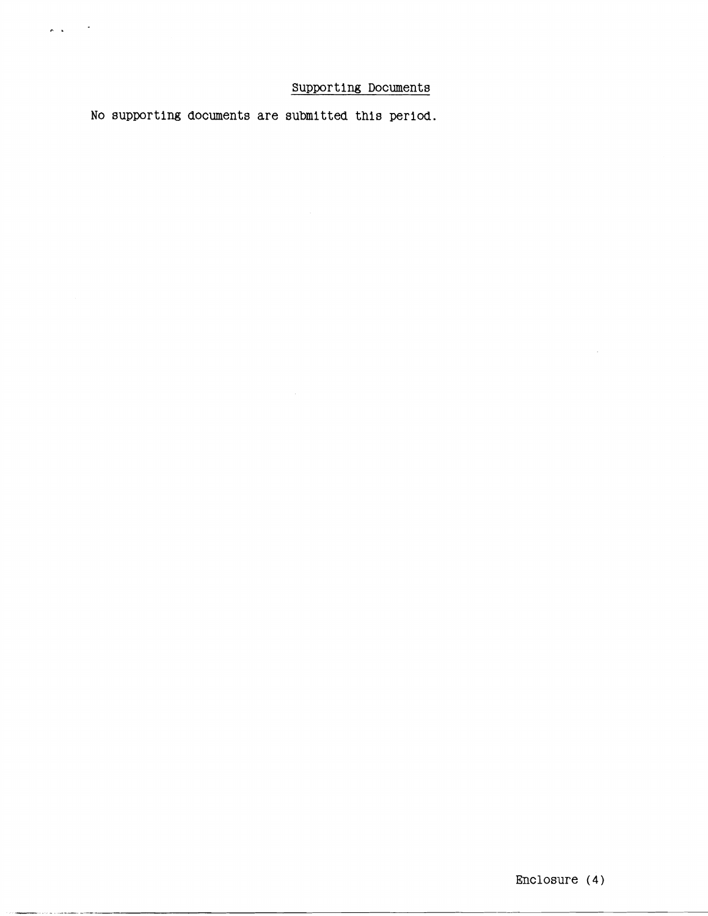## Supporting Documents

No supporting documents are submitted this period.

Enclosure (4)